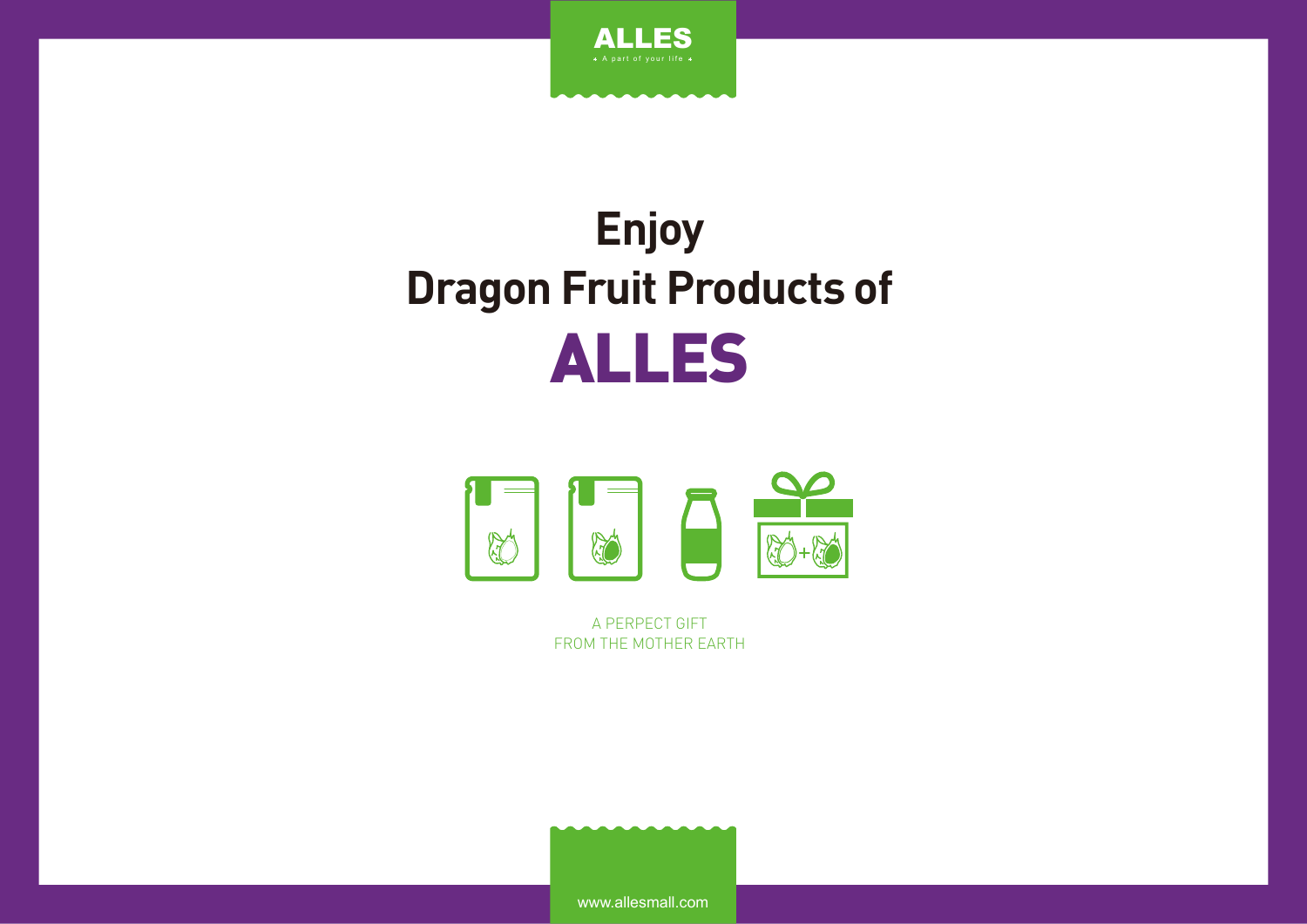ALLES

A part of your life

# Enjoy
# Dragon Fruit Products of
# ALLES

A PERPECT GIFT
FROM THE MOTHER EARTH

www.allesmall.com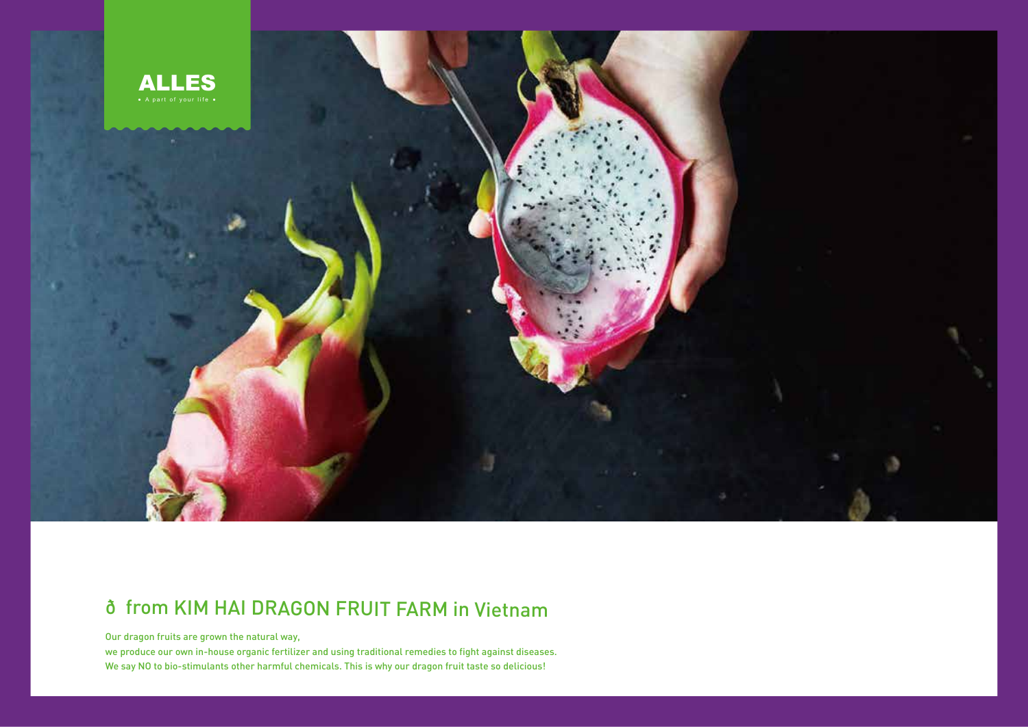ALLES

• A part of your life •

## ð from KIM HAI DRAGON FRUIT FARM in Vietnam

Our dragon fruits are grown the natural way,
we produce our own in-house organic fertilizer and using traditional remedies to fight against diseases.
We say NO to bio-stimulants other harmful chemicals. This is why our dragon fruit taste so delicious!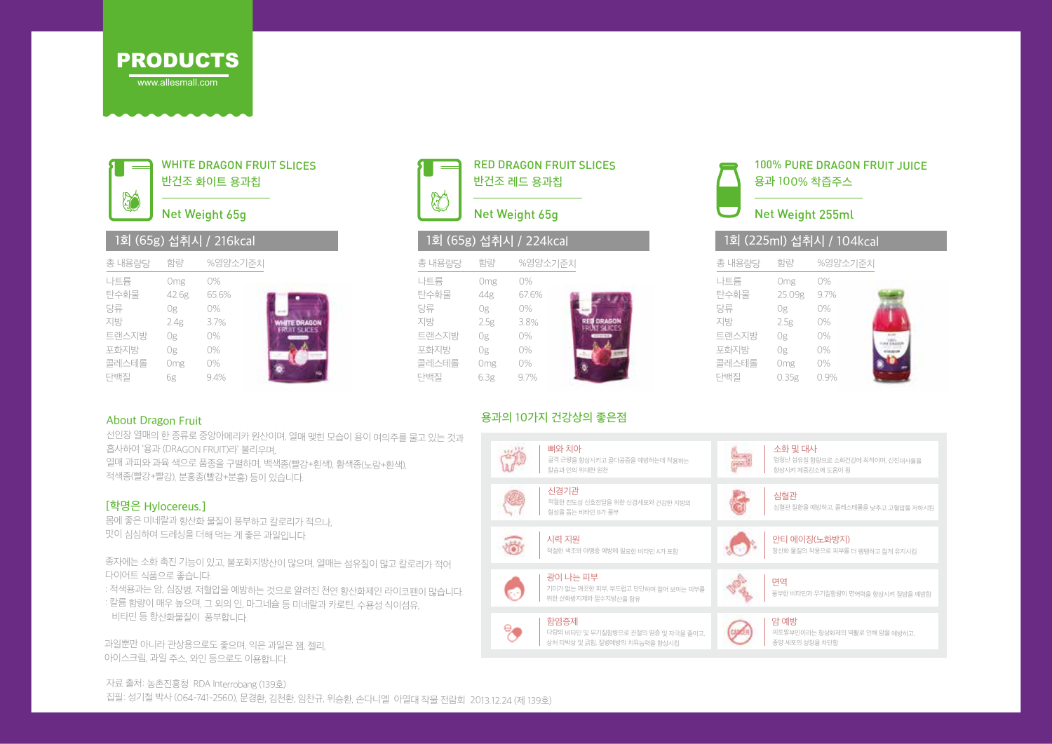# PRODUCTS

www.allesmall.com

## WHITE DRAGON FRUIT SLICES

반건조 화이트 용과칩

Net Weight 65g

**1회 (65g) 섭취시 / 216kcal**

| 총 내용량당 | 함량 | %영양소기준치 |
|---|---|---|
| 나트륨 | 0mg | 0% |
| 탄수화물 | 42.6g | 65.6% |
| 당류 | 0g | 0% |
| 지방 | 2.4g | 3.7% |
| 트랜스지방 | 0g | 0% |
| 포화지방 | 0g | 0% |
| 콜레스테롤 | 0mg | 0% |
| 단백질 | 6g | 9.4% |

## RED DRAGON FRUIT SLICES

반건조 레드 용과칩

Net Weight 65g

**1회 (65g) 섭취시 / 224kcal**

| 총 내용량당 | 함량 | %영양소기준치 |
|---|---|---|
| 나트륨 | 0mg | 0% |
| 탄수화물 | 44g | 67.6% |
| 당류 | 0g | 0% |
| 지방 | 2.5g | 3.8% |
| 트랜스지방 | 0g | 0% |
| 포화지방 | 0g | 0% |
| 콜레스테롤 | 0mg | 0% |
| 단백질 | 6.3g | 9.7% |

## 100% PURE DRAGON FRUIT JUICE

용과 100% 착즙주스

Net Weight 255ml

**1회 (225ml) 섭취시 / 104kcal**

| 총 내용량당 | 함량 | %영양소기준치 |
|---|---|---|
| 나트륨 | 0mg | 0% |
| 탄수화물 | 25.09g | 9.7% |
| 당류 | 0g | 0% |
| 지방 | 2.5g | 0% |
| 트랜스지방 | 0g | 0% |
| 포화지방 | 0g | 0% |
| 콜레스테롤 | 0mg | 0% |
| 단백질 | 0.35g | 0.9% |

## About Dragon Fruit

선인장 열매의 한 종류로 중앙아메리카 원산이며, 열매 맺힌 모습이 용이 여의주를 물고 있는 것과 흡사하여 '용과 (DRAGON FRUIT)'라' 불리우며,
열매 과피와 과육 색으로 품종을 구별하며, 백색종(빨강+흰색), 황색종(노랑+흰색), 적색종(빨강+빨강), 분홍종(빨강+분홍) 등이 있습니다.

### [학명은 Hylocereus.]

몸에 좋은 미네랄과 항산화 물질이 풍부하고 칼로리가 적으나,
맛이 심심하여 드레싱을 더해 먹는 게 좋은 과일입니다.

종자에는 소화 촉진 기능이 있고, 불포화지방산이 많으며, 열매는 섬유질이 많고 칼로리가 적어 다이어트 식품으로 좋습니다.
: 적색용과는 암, 심장병, 저혈압을 예방하는 것으로 알려진 천연 항산화제인 라이코펜이 많습니다.
: 칼륨 함량이 매우 높으며, 그 외의 인, 마그네슘 등 미네랄과 카로틴, 수용성 식이섬유, 비타민 등 항산화물질이 풍부합니다.

과일뿐만 아니라 관상용으로도 좋으며, 익은 과일은 잼, 젤리, 아이스크림, 과일 주스, 와인 등으로도 이용합니다.

## 용과의 10가지 건강상의 좋은점

**뼈와 치아**
골격 근량을 향상시키고 골다공증을 예방하는데 작용하는 칼슘과 인의 위대한 원천

**소화 및 대사**
엄청난 섬유질 함량으로 소화건강에 최적이며, 신진대사율을 향상시켜 체중감소에 도움이 됨

**신경기관**
적절한 전도성 신호전달을 위한 신경세포와 건강한 지방의 형성을 돕는 비타민 B가 풍부

**심혈관**
심혈관 질환을 예방하고, 콜레스테롤을 낮추고 고혈압을 저하시킴

**시력 지원**
적절한 색조와 이명증 예방에 필요한 비타민 A가 포함

**안티 에이징(노화방지)**
항산화 물질의 작용으로 피부를 더 팽팽하고 젊게 유지시킴

**광이 나는 피부**
기미가 없는 깨끗한 피부, 부드럽고 단단하여 젊어 보이는 피부를 위한 산화방지제와 필수지방산을 함유

**면역**
풍부한 비타민과 무기질함량이 면역력을 향상시켜 질병을 예방함

**항염증제**
다량의 비타민 및 무기질함량으로 관절의 염증 및 자극을 줄이고, 상처 타박상 및 긁힘, 질병예방의 치유능력을 향상시킴

**암 예방**
피토알부민이라는 항상화제의 역할로 인해 암을 예방하고, 종양 세포의 성장을 차단함

자료 출처: 농촌진흥청 RDA Interrobang (139호)
집필: 성기철 박사 (064-741-2560), 문경환, 김천환, 임찬규, 위승환, 손다니엘 아열대 작물 전람회 2013.12.24 (제 139호)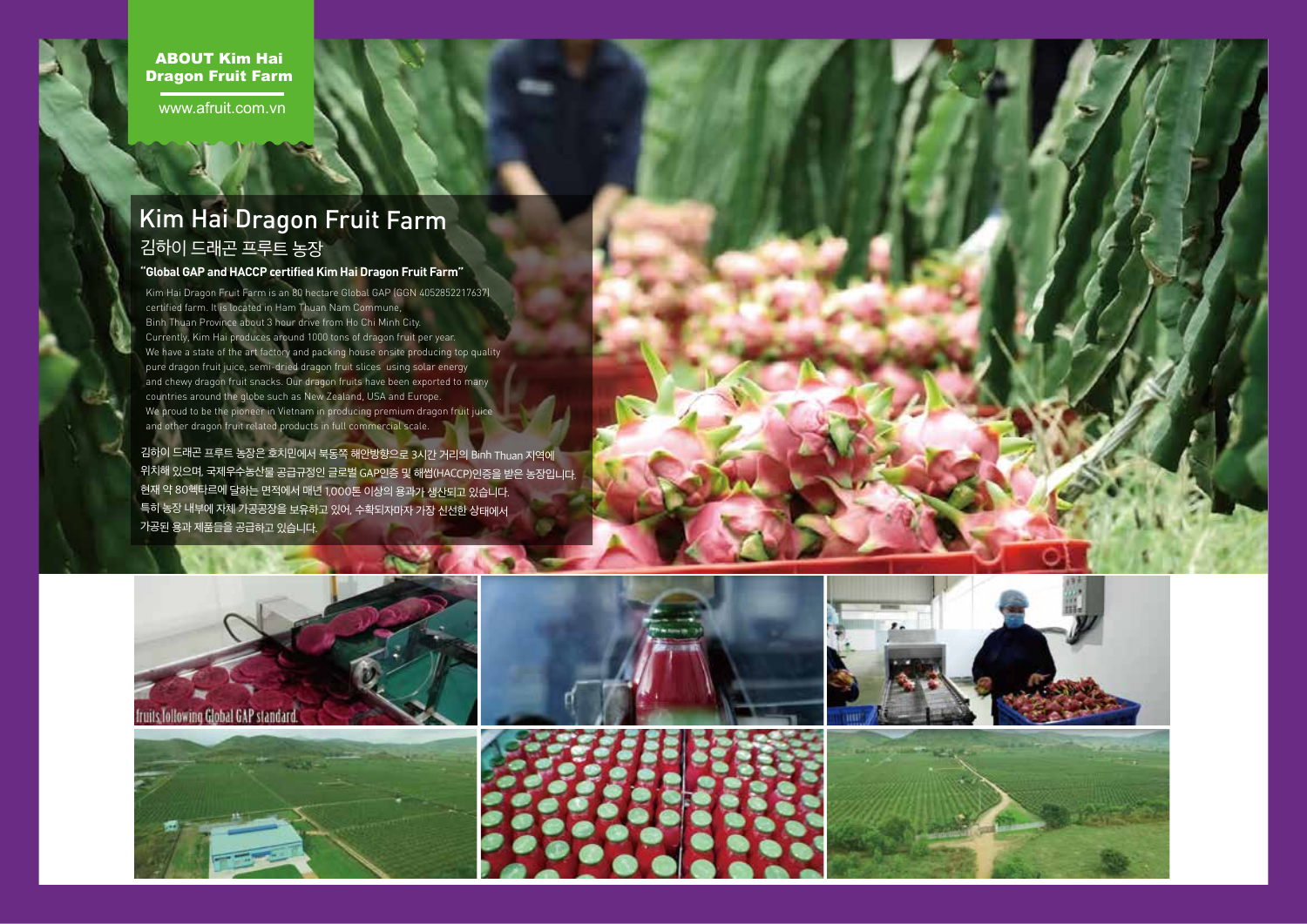**ABOUT Kim Hai Dragon Fruit Farm**

www.afruit.com.vn

# Kim Hai Dragon Fruit Farm

## 김하이 드래곤 프루트 농장

**"Global GAP and HACCP certified Kim Hai Dragon Fruit Farm"**

Kim Hai Dragon Fruit Farm is an 80 hectare Global GAP (GGN 4052852217637) certified farm. It is located in Ham Thuan Nam Commune, Binh Thuan Province about 3 hour drive from Ho Chi Minh City. Currently, Kim Hai produces around 1000 tons of dragon fruit per year. We have a state of the art factory and packing house onsite producing top quality pure dragon fruit juice, semi-dried dragon fruit slices using solar energy and chewy dragon fruit snacks. Our dragon fruits have been exported to many countries around the globe such as New Zealand, USA and Europe. We proud to be the pioneer in Vietnam in producing premium dragon fruit juice and other dragon fruit related products in full commercial scale.

김하이 드래곤 프루트 농장은 호치민에서 북동쪽 해안방향으로 3시간 거리의 Binh Thuan 지역에 위치해 있으며, 국제우수농산물 공급규정인 글로벌 GAP인증 및 해썹(HACCP)인증을 받은 농장입니다. 현재 약 80헥타르에 달하는 면적에서 매년 1,000톤 이상의 용과가 생산되고 있습니다. 특히 농장 내부에 자체 가공공장을 보유하고 있어, 수확되자마자 가장 신선한 상태에서 가공된 용과 제품들을 공급하고 있습니다.

fruits following Global GAP standard.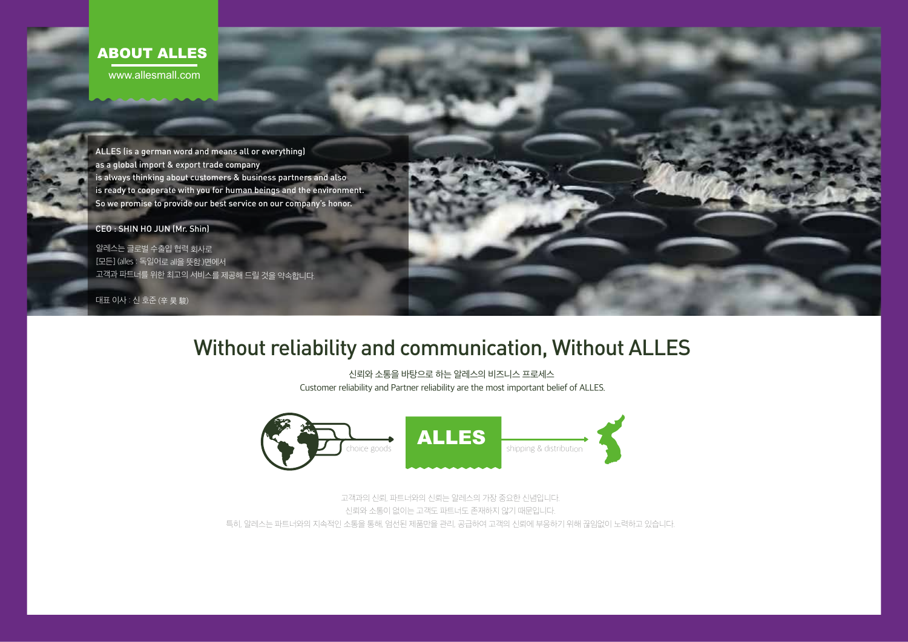# ABOUT ALLES

www.allesmall.com

ALLES (is a german word and means all or everything)
as a global import & export trade company
is always thinking about customers & business partners and also
is ready to cooperate with you for human beings and the environment.
So we promise to provide our best service on our company's honor.

CEO : SHIN HO JUN (Mr. Shin)

알레스는 글로벌 수출입 협력 회사로
[모든] (alles : 독일어로 all을 뜻함.)면에서
고객과 파트너를 위한 최고의 서비스를 제공해 드릴 것을 약속합니다.

대표 이사 : 신 호준 (辛 昊 駿)

## Without reliability and communication, Without ALLES

신뢰와 소통을 바탕으로 하는 알레스의 비즈니스 프로세스

Customer reliability and Partner reliability are the most important belief of ALLES.

choice goods → **ALLES** → shipping & distribution

고객과의 신뢰, 파트너와의 신뢰는 알레스의 가장 중요한 신념입니다.
신뢰와 소통이 없이는 고객도 파트너도 존재하지 않기 때문입니다.
특히, 알레스는 파트너와의 지속적인 소통을 통해, 엄선된 제품만을 관리, 공급하여 고객의 신뢰에 부응하기 위해 끊임없이 노력하고 있습니다.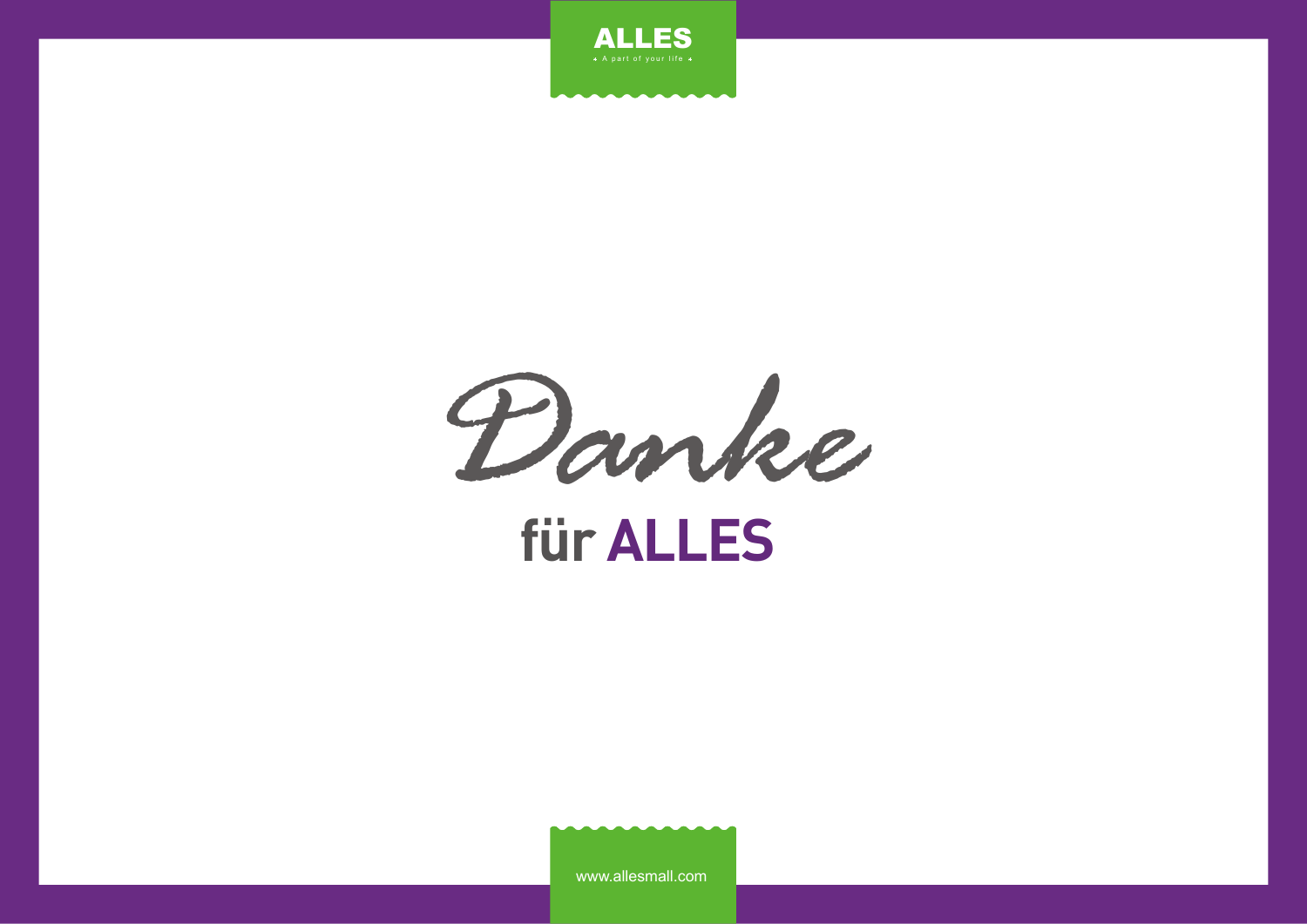ALLES

A part of your life

# Danke

## für ALLES

www.allesmall.com